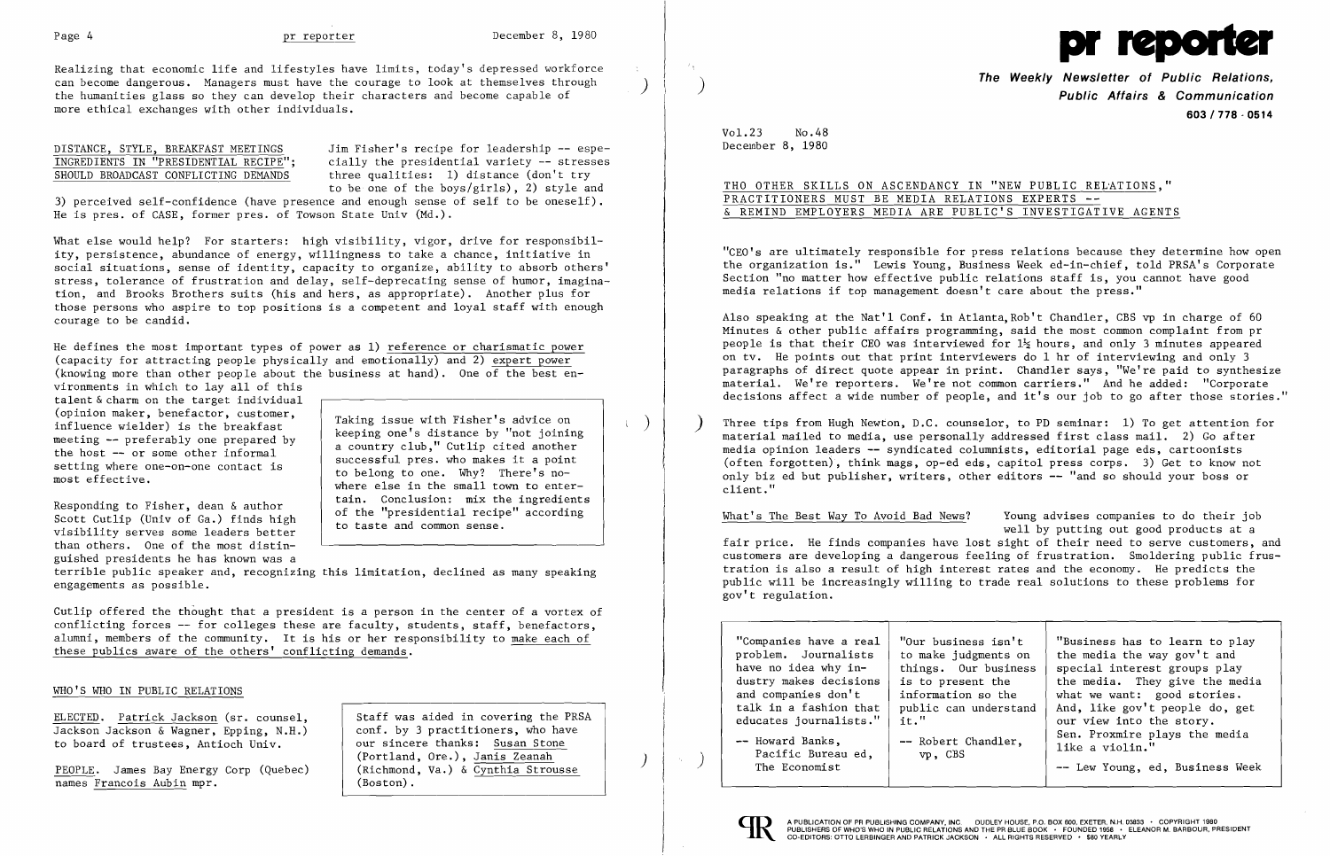Realizing that economic life and lifestyles have limits, today's depressed workforce can become dangerous. Managers must have the courage to look at themselves through the humanities glass so they can develop their characters and become capable of more ethical exchanges with other individuals.

DISTANCE, STYLE, BREAKFAST MEETINGS INGREDIENTS IN "PRESIDENTIAL RECIPE"; SHOULD BROADCAST CONFLICTING DEMANDS

Jim Fisher's recipe for leadership -- especially the presidential variety -- stresses three qualities: 1) distance (don't try to be one of the boys/girls), 2) style and 3) perceived self-confidence (have presence and enough sense of self to be oneself). He is pres. of CASE, former pres. of Towson State Univ (Md.).

What else would help? For starters: high visibility, vigor, drive for responsibility, persistence, abundance of energy, willingness to take a chance, initiative in social situations, sense of identity, capacity to organize, ability to absorb others' stress, tolerance of frustration and delay, self-deprecating sense of humor, imagination, and Brooks Brothers suits (his and hers, as appropriate). Another plus for those persons who aspire to top positions is a competent and loyal staff with enough courage to be candid.

He defines the most important types of power as 1) reference or charismatic power (capacity for attracting people physically and emotionally) and 2) expert power (knowing more than other people about the business at hand). One of the best environments in which to lay all of this talent & charm on the target individual (opinion maker, benefactor, customer, influence wielder) is the breakfast meeting -- preferably one prepared by the host -- or some other informal setting where one-on-one contact is most effective.

Responding to Fisher, dean & author Scott Cutlip (Univ of Ga.) finds high visibility serves some leaders better than others. One of the most distinguished presidents he has known was a terrible public speaker and, recognizing this limitation, declined as many speaking engagements as possible.

> Taking issue with Fisher's advice on keeping one's distance by "not joining a country club," Cutlip cited another successful pres. who makes it a point to belong to one. Why? There's nowhere else in the small town to entertain. Conclusion: mix the ingredients of the "presidential recipe" according to taste and common sense.

Cutlip offered the thought that a president is a person in the center of a vortex of conflicting forces -- for colleges these are faculty, students, staff, benefactors, alumni, members of the community. It is his or her responsibility to make each of these publics aware of the others' conflicting demands.

## WHO'S WHO IN PUBLIC RELATIONS

ELECTED. Patrick Jackson (sr. counsel, Jackson Jackson & Wagner, Epping, N.H.) to board of trustees, Antioch Univ.

PEOPLE. James Bay Energy Corp (Quebec) names Francois Aubin mpr.

> Staff was aided in covering the PRSA conf. by 3 practitioners, who have our sincere thanks: Susan Stone (Portland, Ore.), Janis Zeanah (Richmond, Va.) & Cynthia Strousse (Boston).

# pr reporter

**The Weekly Newsletter of Public Relations, Public Affairs & Communication**

**603 / 778 - 0514**

Vol.23 No.48
December 8, 1980

## THO OTHER SKILLS ON ASCENDANCY IN "NEW PUBLIC RELATIONS," PRACTITIONERS MUST BE MEDIA RELATIONS EXPERTS -- & REMIND EMPLOYERS MEDIA ARE PUBLIC'S INVESTIGATIVE AGENTS

"CEO's are ultimately responsible for press relations because they determine how open the organization is." Lewis Young, Business Week ed-in-chief, told PRSA's Corporate Section "no matter how effective public relations staff is, you cannot have good media relations if top management doesn't care about the press."

Also speaking at the Nat'l Conf. in Atlanta, Rob't Chandler, CBS vp in charge of 60 Minutes & other public affairs programming, said the most common complaint from pr people is that their CEO was interviewed for 1½ hours, and only 3 minutes appeared on tv. He points out that print interviewers do 1 hr of interviewing and only 3 paragraphs of direct quote appear in print. Chandler says, "We're paid to synthesize material. We're reporters. We're not common carriers." And he added: "Corporate decisions affect a wide number of people, and it's our job to go after those stories."

Three tips from Hugh Newton, D.C. counselor, to PD seminar: 1) To get attention for material mailed to media, use personally addressed first class mail. 2) Go after media opinion leaders -- syndicated columnists, editorial page eds, cartoonists (often forgotten), think mags, op-ed eds, capitol press corps. 3) Get to know not only biz ed but publisher, writers, other editors -- "and so should your boss or client."

What's The Best Way To Avoid Bad News? Young advises companies to do their job well by putting out good products at a fair price. He finds companies have lost sight of their need to serve customers, and customers are developing a dangerous feeling of frustration. Smoldering public frustration is also a result of high interest rates and the economy. He predicts the public will be increasingly willing to trade real solutions to these problems for gov't regulation.

| "Companies have a real problem. Journalists have no idea why industry makes decisions and companies don't talk in a fashion that educates journalists." -- Howard Banks, Pacific Bureau ed, The Economist | "Our business isn't to make judgments on things. Our business is to present the information so the public can understand it." -- Robert Chandler, vp, CBS | "Business has to learn to play the media the way gov't and special interest groups play the media. They give the media what we want: good stories. And, like gov't people do, get our view into the story. Sen. Proxmire plays the media like a violin." -- Lew Young, ed, Business Week |
|---|---|---|

A PUBLICATION OF PR PUBLISHING COMPANY, INC. DUDLEY HOUSE, P.O. BOX 600, EXETER, N.H. 03833 · COPYRIGHT 1980 PUBLISHERS OF WHO'S WHO IN PUBLIC RELATIONS AND THE PR BLUE BOOK · FOUNDED 1958 · ELEANOR M. BARBOUR, PRESIDENT CO-EDITORS: OTTO LERBINGER AND PATRICK JACKSON · ALL RIGHTS RESERVED · $80 YEARLY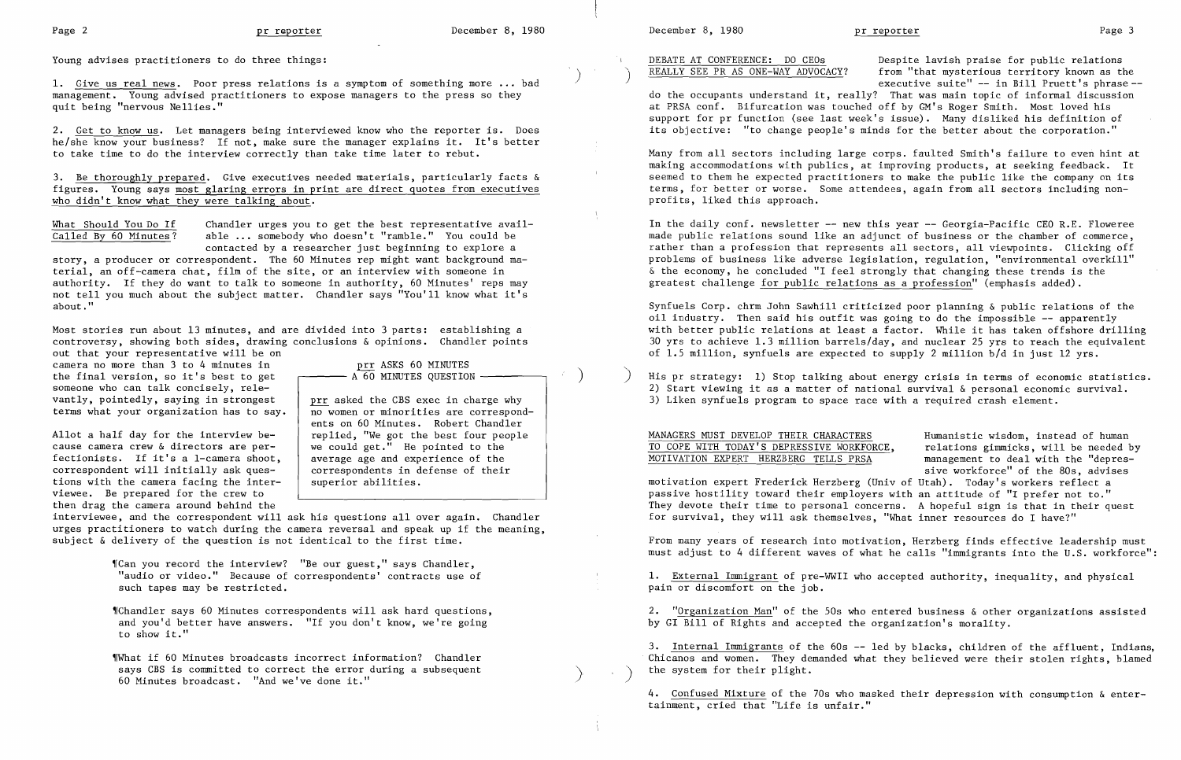Young advises practitioners to do three things:

1. Give us real news. Poor press relations is a symptom of something more ... bad management. Young advised practitioners to expose managers to the press so they quit being "nervous Nellies."

2. Get to know us. Let managers being interviewed know who the reporter is. Does he/she know your business? If not, make sure the manager explains it. It's better to take time to do the interview correctly than take time later to rebut.

3. Be thoroughly prepared. Give executives needed materials, particularly facts & figures. Young says most glaring errors in print are direct quotes from executives who didn't know what they were talking about.

What Should You Do If Called By 60 Minutes? Chandler urges you to get the best representative available ... somebody who doesn't "ramble." You could be contacted by a researcher just beginning to explore a story, a producer or correspondent. The 60 Minutes rep might want background material, an off-camera chat, film of the site, or an interview with someone in authority. If they do want to talk to someone in authority, 60 Minutes' reps may not tell you much about the subject matter. Chandler says "You'll know what it's about."

Most stories run about 13 minutes, and are divided into 3 parts: establishing a controversy, showing both sides, drawing conclusions & opinions. Chandler points out that your representative will be on camera no more than 3 to 4 minutes in the final version, so it's best to get someone who can talk concisely, relevantly, pointedly, saying in strongest terms what your organization has to say.

**prr ASKS 60 MINUTES A 60 MINUTES QUESTION**

prr asked the CBS exec in charge why no women or minorities are correspondents on 60 Minutes. Robert Chandler replied, "We got the best four people we could get." He pointed to the average age and experience of the correspondents in defense of their superior abilities.

Allot a half day for the interview because camera crew & directors are perfectionists. If it's a 1-camera shoot, correspondent will initially ask questions with the camera facing the interviewee. Be prepared for the crew to then drag the camera around behind the interviewee, and the correspondent will ask his questions all over again. Chandler urges practitioners to watch during the camera reversal and speak up if the meaning, subject & delivery of the question is not identical to the first time.

¶Can you record the interview? "Be our guest," says Chandler, "audio or video." Because of correspondents' contracts use of such tapes may be restricted.

¶Chandler says 60 Minutes correspondents will ask hard questions, and you'd better have answers. "If you don't know, we're going to show it."

¶What if 60 Minutes broadcasts incorrect information? Chandler says CBS is committed to correct the error during a subsequent 60 Minutes broadcast. "And we've done it."

DEBATE AT CONFERENCE: DO CEOs REALLY SEE PR AS ONE-WAY ADVOCACY? Despite lavish praise for public relations from "that mysterious territory known as the executive suite" -- in Bill Pruett's phrase -- do the occupants understand it, really? That was main topic of informal discussion at PRSA conf. Bifurcation was touched off by GM's Roger Smith. Most loved his support for pr function (see last week's issue). Many disliked his definition of its objective: "to change people's minds for the better about the corporation."

Many from all sectors including large corps. faulted Smith's failure to even hint at making accommodations with publics, at improving products, at seeking feedback. It seemed to them he expected practitioners to make the public like the company on its terms, for better or worse. Some attendees, again from all sectors including non-profits, liked this approach.

In the daily conf. newsletter -- new this year -- Georgia-Pacific CEO R.E. Floweree made public relations sound like an adjunct of business or the chamber of commerce, rather than a profession that represents all sectors, all viewpoints. Clicking off problems of business like adverse legislation, regulation, "environmental overkill" & the economy, he concluded "I feel strongly that changing these trends is the greatest challenge for public relations as a profession" (emphasis added).

Synfuels Corp. chrm John Sawhill criticized poor planning & public relations of the oil industry. Then said his outfit was going to do the impossible -- apparently with better public relations at least a factor. While it has taken offshore drilling 30 yrs to achieve 1.3 million barrels/day, and nuclear 25 yrs to reach the equivalent of 1.5 million, synfuels are expected to supply 2 million b/d in just 12 yrs.

His pr strategy: 1) Stop talking about energy crisis in terms of economic statistics. 2) Start viewing it as a matter of national survival & personal economic survival. 3) Liken synfuels program to space race with a required crash element.

MANAGERS MUST DEVELOP THEIR CHARACTERS TO COPE WITH TODAY'S DEPRESSIVE WORKFORCE, MOTIVATION EXPERT HERZBERG TELLS PRSA Humanistic wisdom, instead of human relations gimmicks, will be needed by management to deal with the "depressive workforce" of the 80s, advises motivation expert Frederick Herzberg (Univ of Utah). Today's workers reflect a passive hostility toward their employers with an attitude of "I prefer not to." They devote their time to personal concerns. A hopeful sign is that in their quest for survival, they will ask themselves, "What inner resources do I have?"

From many years of research into motivation, Herzberg finds effective leadership must must adjust to 4 different waves of what he calls "immigrants into the U.S. workforce":

1. External Immigrant of pre-WWII who accepted authority, inequality, and physical pain or discomfort on the job.

2. "Organization Man" of the 50s who entered business & other organizations assisted by GI Bill of Rights and accepted the organization's morality.

3. Internal Immigrants of the 60s -- led by blacks, children of the affluent, Indians, Chicanos and women. They demanded what they believed were their stolen rights, blamed the system for their plight.

4. Confused Mixture of the 70s who masked their depression with consumption & entertainment, cried that "Life is unfair."